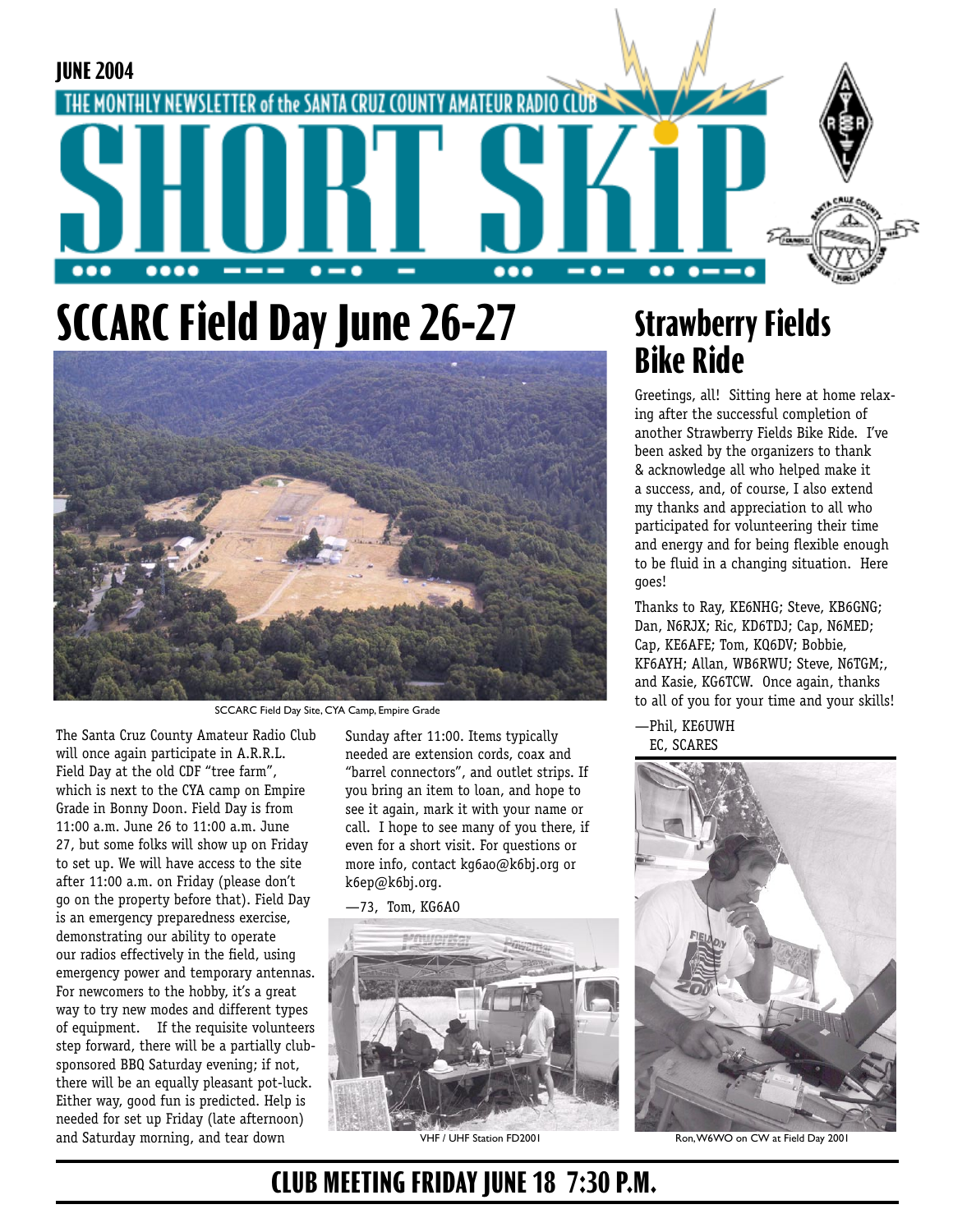JUNE 2004

THE MONTHLY NEWSLETTER of the SANTA CRUZ COUNTY AMATEUR RADIO CLUB

# SHORT SKIP

# SCCARC Field Day June 26-27

SCCARC Field Day Site, CYA Camp, Empire Grade

The Santa Cruz County Amateur Radio Club will once again participate in A.R.R.L. Field Day at the old CDF "tree farm", which is next to the CYA camp on Empire Grade in Bonny Doon. Field Day is from 11:00 a.m. June 26 to 11:00 a.m. June 27, but some folks will show up on Friday to set up. We will have access to the site after 11:00 a.m. on Friday (please don't go on the property before that). Field Day is an emergency preparedness exercise, demonstrating our ability to operate our radios effectively in the field, using emergency power and temporary antennas. For newcomers to the hobby, it's a great way to try new modes and different types of equipment. If the requisite volunteers step forward, there will be a partially club-sponsored BBQ Saturday evening; if not, there will be an equally pleasant pot-luck. Either way, good fun is predicted. Help is needed for set up Friday (late afternoon) and Saturday morning, and tear down Sunday after 11:00. Items typically needed are extension cords, coax and "barrel connectors", and outlet strips. If you bring an item to loan, and hope to see it again, mark it with your name or call. I hope to see many of you there, if even for a short visit. For questions or more info, contact kg6ao@k6bj.org or k6ep@k6bj.org.

—73, Tom, KG6AO

VHF / UHF Station FD2001

# Strawberry Fields Bike Ride

Greetings, all! Sitting here at home relaxing after the successful completion of another Strawberry Fields Bike Ride. I've been asked by the organizers to thank & acknowledge all who helped make it a success, and, of course, I also extend my thanks and appreciation to all who participated for volunteering their time and energy and for being flexible enough to be fluid in a changing situation. Here goes!

Thanks to Ray, KE6NHG; Steve, KB6GNG; Dan, N6RJX; Ric, KD6TDJ; Cap, N6MED; Cap, KE6AFE; Tom, KQ6DV; Bobbie, KF6AYH; Allan, WB6RWU; Steve, N6TGM;, and Kasie, KG6TCW. Once again, thanks to all of you for your time and your skills!

—Phil, KE6UWH
EC, SCARES

Ron, W6WO on CW at Field Day 2001

## CLUB MEETING FRIDAY JUNE 18 7:30 P.M.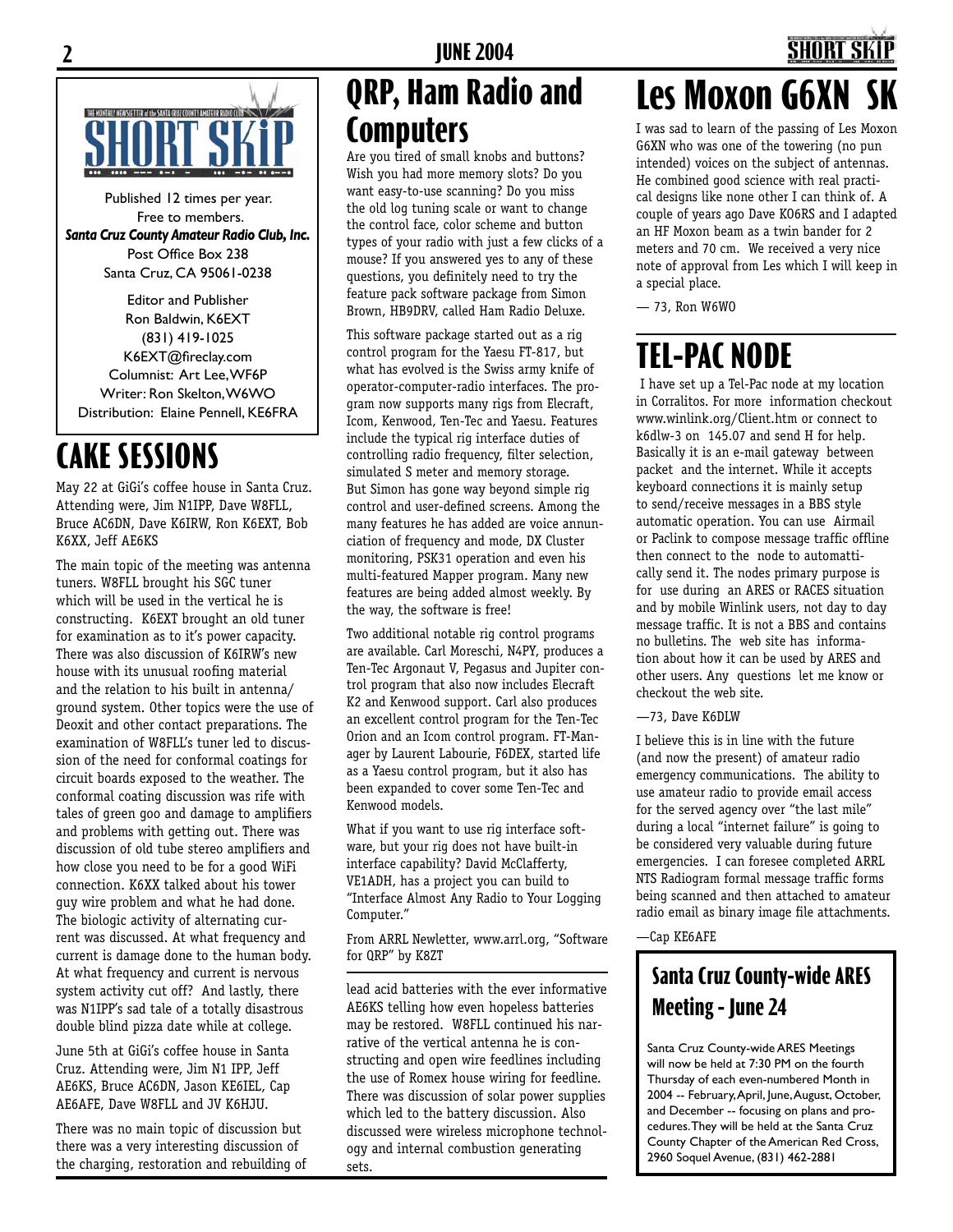SHORT SKIP

THE MONTHLY NEWSLETTER of the SANTA CRUZ COUNTY AMATEUR RADIO CLUB

Published 12 times per year.
Free to members.
*Santa Cruz County Amateur Radio Club, Inc.*
Post Office Box 238
Santa Cruz, CA 95061-0238

Editor and Publisher
Ron Baldwin, K6EXT
(831) 419-1025
K6EXT@fireclay.com
Columnist: Art Lee, WF6P
Writer: Ron Skelton, W6WO
Distribution: Elaine Pennell, KE6FRA

# CAKE SESSIONS

May 22 at GiGi's coffee house in Santa Cruz. Attending were, Jim N1IPP, Dave W8FLL, Bruce AC6DN, Dave K6IRW, Ron K6EXT, Bob K6XX, Jeff AE6KS

The main topic of the meeting was antenna tuners. W8FLL brought his SGC tuner which will be used in the vertical he is constructing. K6EXT brought an old tuner for examination as to it's power capacity. There was also discussion of K6IRW's new house with its unusual roofing material and the relation to his built in antenna/ ground system. Other topics were the use of Deoxit and other contact preparations. The examination of W8FLL's tuner led to discussion of the need for conformal coatings for circuit boards exposed to the weather. The conformal coating discussion was rife with tales of green goo and damage to amplifiers and problems with getting out. There was discussion of old tube stereo amplifiers and how close you need to be for a good WiFi connection. K6XX talked about his tower guy wire problem and what he had done. The biologic activity of alternating current was discussed. At what frequency and current is damage done to the human body. At what frequency and current is nervous system activity cut off? And lastly, there was N1IPP's sad tale of a totally disastrous double blind pizza date while at college.

June 5th at GiGi's coffee house in Santa Cruz. Attending were, Jim N1 IPP, Jeff AE6KS, Bruce AC6DN, Jason KE6IEL, Cap AE6AFE, Dave W8FLL and JV K6HJU.

There was no main topic of discussion but there was a very interesting discussion of the charging, restoration and rebuilding of lead acid batteries with the ever informative AE6KS telling how even hopeless batteries may be restored. W8FLL continued his narrative of the vertical antenna he is constructing and open wire feedlines including the use of Romex house wiring for feedline. There was discussion of solar power supplies which led to the battery discussion. Also discussed were wireless microphone technology and internal combustion generating sets.

# QRP, Ham Radio and Computers

Are you tired of small knobs and buttons? Wish you had more memory slots? Do you want easy-to-use scanning? Do you miss the old log tuning scale or want to change the control face, color scheme and button types of your radio with just a few clicks of a mouse? If you answered yes to any of these questions, you definitely need to try the feature pack software package from Simon Brown, HB9DRV, called Ham Radio Deluxe.

This software package started out as a rig control program for the Yaesu FT-817, but what has evolved is the Swiss army knife of operator-computer-radio interfaces. The program now supports many rigs from Elecraft, Icom, Kenwood, Ten-Tec and Yaesu. Features include the typical rig interface duties of controlling radio frequency, filter selection, simulated S meter and memory storage. But Simon has gone way beyond simple rig control and user-defined screens. Among the many features he has added are voice annunciation of frequency and mode, DX Cluster monitoring, PSK31 operation and even his multi-featured Mapper program. Many new features are being added almost weekly. By the way, the software is free!

Two additional notable rig control programs are available. Carl Moreschi, N4PY, produces a Ten-Tec Argonaut V, Pegasus and Jupiter control program that also now includes Elecraft K2 and Kenwood support. Carl also produces an excellent control program for the Ten-Tec Orion and an Icom control program. FT-Manager by Laurent Labourie, F6DEX, started life as a Yaesu control program, but it also has been expanded to cover some Ten-Tec and Kenwood models.

What if you want to use rig interface software, but your rig does not have built-in interface capability? David McClafferty, VE1ADH, has a project you can build to "Interface Almost Any Radio to Your Logging Computer."

From ARRL Newletter, www.arrl.org, "Software for QRP" by K8ZT

# Les Moxon G6XN SK

I was sad to learn of the passing of Les Moxon G6XN who was one of the towering (no pun intended) voices on the subject of antennas. He combined good science with real practical designs like none other I can think of. A couple of years ago Dave KO6RS and I adapted an HF Moxon beam as a twin bander for 2 meters and 70 cm. We received a very nice note of approval from Les which I will keep in a special place.

— 73, Ron W6WO

# TEL-PAC NODE

I have set up a Tel-Pac node at my location in Corralitos. For more information checkout www.winlink.org/Client.htm or connect to k6dlw-3 on 145.07 and send H for help. Basically it is an e-mail gateway between packet and the internet. While it accepts keyboard connections it is mainly setup to send/receive messages in a BBS style automatic operation. You can use Airmail or Paclink to compose message traffic offline then connect to the node to automatically send it. The nodes primary purpose is for use during an ARES or RACES situation and by mobile Winlink users, not day to day message traffic. It is not a BBS and contains no bulletins. The web site has information about how it can be used by ARES and other users. Any questions let me know or checkout the web site.

—73, Dave K6DLW

I believe this is in line with the future (and now the present) of amateur radio emergency communications. The ability to use amateur radio to provide email access for the served agency over "the last mile" during a local "internet failure" is going to be considered very valuable during future emergencies. I can foresee completed ARRL NTS Radiogram formal message traffic forms being scanned and then attached to amateur radio email as binary image file attachments.

—Cap KE6AFE

## Santa Cruz County-wide ARES Meeting - June 24

Santa Cruz County-wide ARES Meetings will now be held at 7:30 PM on the fourth Thursday of each even-numbered Month in 2004 -- February, April, June, August, October, and December -- focusing on plans and procedures. They will be held at the Santa Cruz County Chapter of the American Red Cross, 2960 Soquel Avenue, (831) 462-2881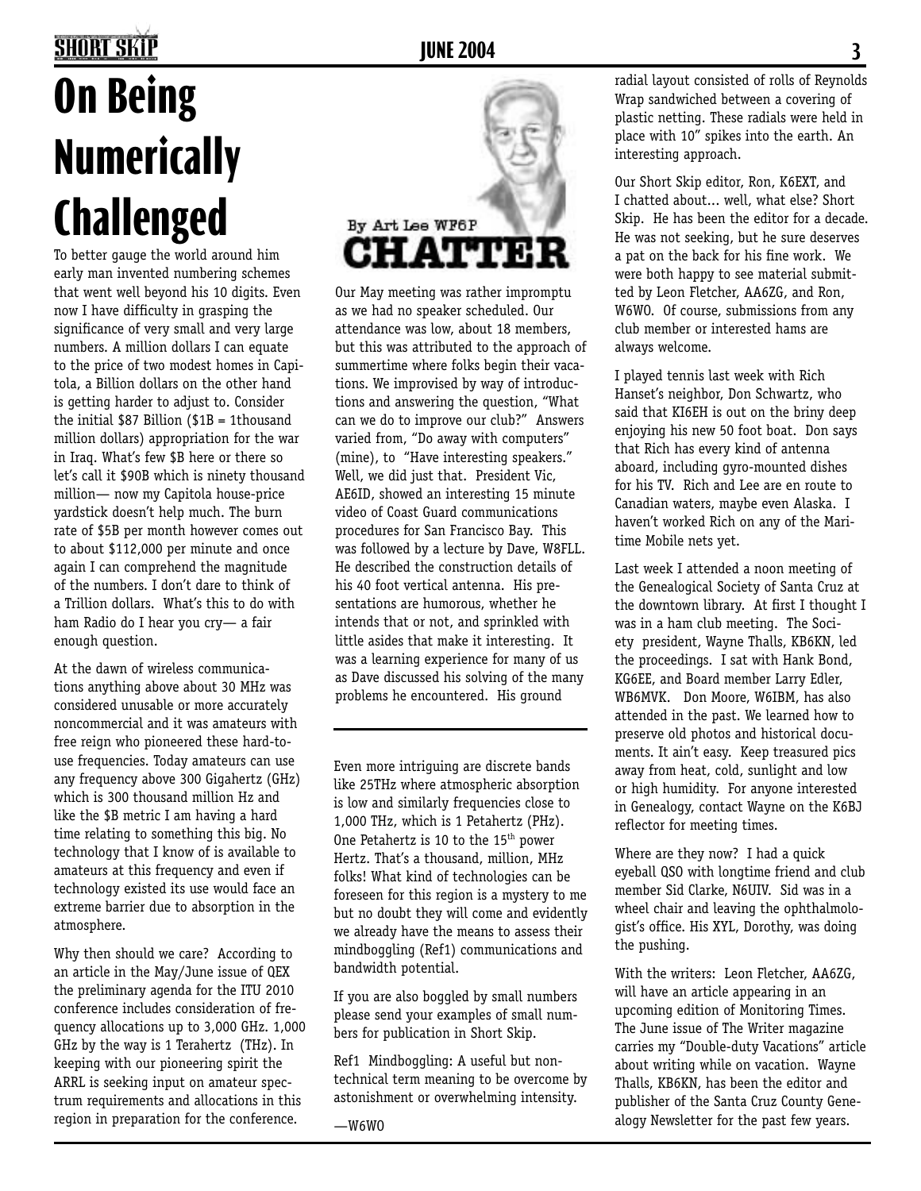# On Being Numerically Challenged

To better gauge the world around him early man invented numbering schemes that went well beyond his 10 digits. Even now I have difficulty in grasping the significance of very small and very large numbers. A million dollars I can equate to the price of two modest homes in Capitola, a Billion dollars on the other hand is getting harder to adjust to. Consider the initial $87 Billion ($1B = 1thousand million dollars) appropriation for the war in Iraq. What's few $B here or there so let's call it $90B which is ninety thousand million— now my Capitola house-price yardstick doesn't help much. The burn rate of $5B per month however comes out to about $112,000 per minute and once again I can comprehend the magnitude of the numbers. I don't dare to think of a Trillion dollars. What's this to do with ham Radio do I hear you cry— a fair enough question.

At the dawn of wireless communications anything above about 30 MHz was considered unusable or more accurately noncommercial and it was amateurs with free reign who pioneered these hard-to-use frequencies. Today amateurs can use any frequency above 300 Gigahertz (GHz) which is 300 thousand million Hz and like the $B metric I am having a hard time relating to something this big. No technology that I know of is available to amateurs at this frequency and even if technology existed its use would face an extreme barrier due to absorption in the atmosphere.

Why then should we care? According to an article in the May/June issue of QEX the preliminary agenda for the ITU 2010 conference includes consideration of frequency allocations up to 3,000 GHz. 1,000 GHz by the way is 1 Terahertz (THz). In keeping with our pioneering spirit the ARRL is seeking input on amateur spectrum requirements and allocations in this region in preparation for the conference.

Even more intriguing are discrete bands like 25THz where atmospheric absorption is low and similarly frequencies close to 1,000 THz, which is 1 Petahertz (PHz). One Petahertz is 10 to the $15^{th}$ power Hertz. That's a thousand, million, MHz folks! What kind of technologies can be foreseen for this region is a mystery to me but no doubt they will come and evidently we already have the means to assess their mindboggling (Ref1) communications and bandwidth potential.

If you are also boggled by small numbers please send your examples of small numbers for publication in Short Skip.

Ref1 Mindboggling: A useful but non-technical term meaning to be overcome by astonishment or overwhelming intensity.

—W6WO

# CHATTER

By Art Lee WF6P

Our May meeting was rather impromptu as we had no speaker scheduled. Our attendance was low, about 18 members, but this was attributed to the approach of summertime where folks begin their vacations. We improvised by way of introductions and answering the question, "What can we do to improve our club?" Answers varied from, "Do away with computers" (mine), to "Have interesting speakers." Well, we did just that. President Vic, AE6ID, showed an interesting 15 minute video of Coast Guard communications procedures for San Francisco Bay. This was followed by a lecture by Dave, W8FLL. He described the construction details of his 40 foot vertical antenna. His presentations are humorous, whether he intends that or not, and sprinkled with little asides that make it interesting. It was a learning experience for many of us as Dave discussed his solving of the many problems he encountered. His ground radial layout consisted of rolls of Reynolds Wrap sandwiched between a covering of plastic netting. These radials were held in place with 10" spikes into the earth. An interesting approach.

Our Short Skip editor, Ron, K6EXT, and I chatted about... well, what else? Short Skip. He has been the editor for a decade. He was not seeking, but he sure deserves a pat on the back for his fine work. We were both happy to see material submitted by Leon Fletcher, AA6ZG, and Ron, W6WO. Of course, submissions from any club member or interested hams are always welcome.

I played tennis last week with Rich Hanset's neighbor, Don Schwartz, who said that KI6EH is out on the briny deep enjoying his new 50 foot boat. Don says that Rich has every kind of antenna aboard, including gyro-mounted dishes for his TV. Rich and Lee are en route to Canadian waters, maybe even Alaska. I haven't worked Rich on any of the Maritime Mobile nets yet.

Last week I attended a noon meeting of the Genealogical Society of Santa Cruz at the downtown library. At first I thought I was in a ham club meeting. The Society president, Wayne Thalls, KB6KN, led the proceedings. I sat with Hank Bond, KG6EE, and Board member Larry Edler, WB6MVK. Don Moore, W6IBM, has also attended in the past. We learned how to preserve old photos and historical documents. It ain't easy. Keep treasured pics away from heat, cold, sunlight and low or high humidity. For anyone interested in Genealogy, contact Wayne on the K6BJ reflector for meeting times.

Where are they now? I had a quick eyeball QSO with longtime friend and club member Sid Clarke, N6UIV. Sid was in a wheel chair and leaving the ophthalmologist's office. His XYL, Dorothy, was doing the pushing.

With the writers: Leon Fletcher, AA6ZG, will have an article appearing in an upcoming edition of Monitoring Times. The June issue of The Writer magazine carries my "Double-duty Vacations" article about writing while on vacation. Wayne Thalls, KB6KN, has been the editor and publisher of the Santa Cruz County Genealogy Newsletter for the past few years.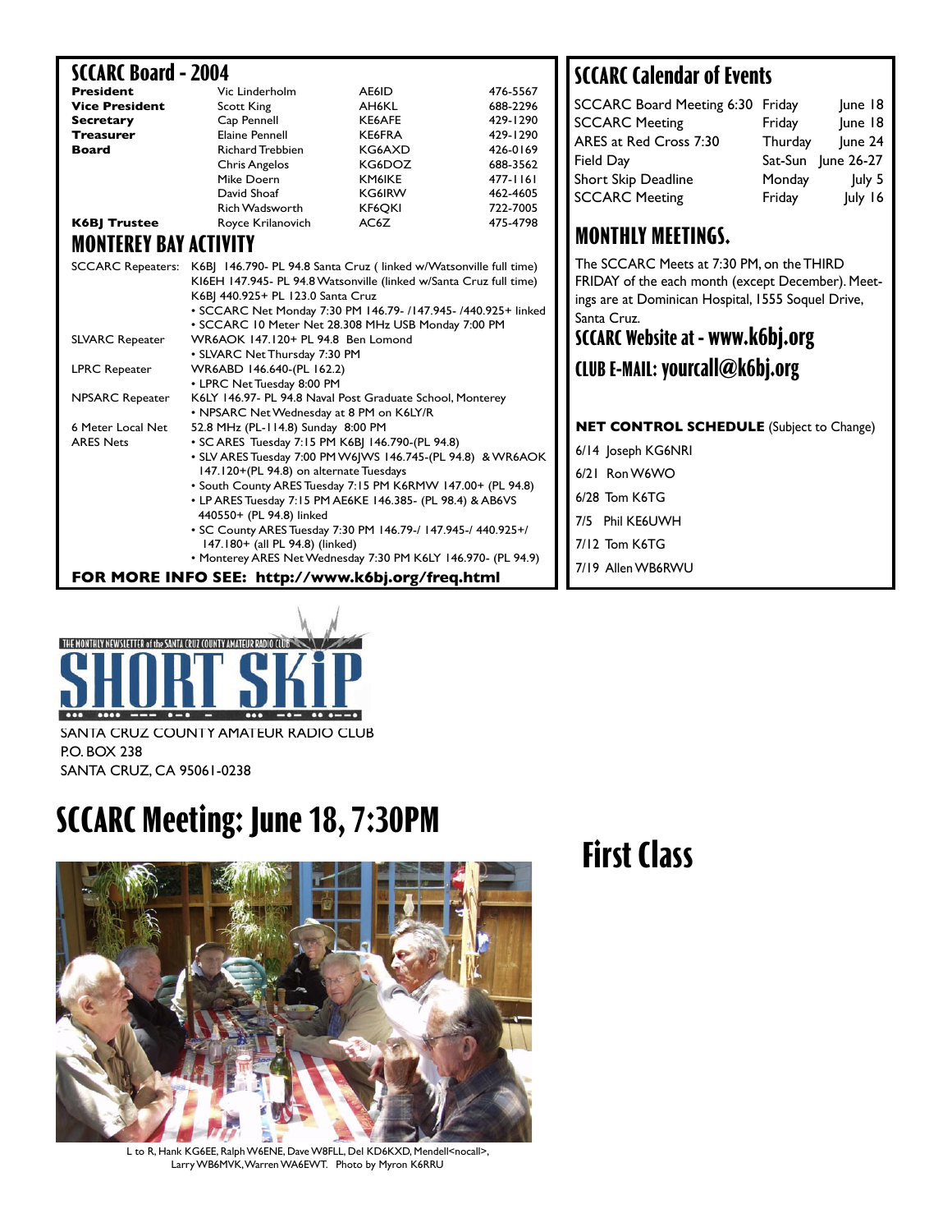## SCCARC Board - 2004

| | | | |
|---|---|---|---|
| **President** | Vic Linderholm | AE6ID | 476-5567 |
| **Vice President** | Scott King | AH6KL | 688-2296 |
| **Secretary** | Cap Pennell | KE6AFE | 429-1290 |
| **Treasurer** | Elaine Pennell | KE6FRA | 429-1290 |
| **Board** | Richard Trebbien | KG6AXD | 426-0169 |
| | Chris Angelos | KG6DOZ | 688-3562 |
| | Mike Doern | KM6IKE | 477-1161 |
| | David Shoaf | KG6IRW | 462-4605 |
| | Rich Wadsworth | KF6QKI | 722-7005 |
| **K6BJ Trustee** | Royce Krilanovich | AC6Z | 475-4798 |

## MONTEREY BAY ACTIVITY

| | |
|---|---|
| SCCARC Repeaters: | K6BJ 146.790- PL 94.8 Santa Cruz ( linked w/Watsonville full time)<br>KI6EH 147.945- PL 94.8 Watsonville (linked w/Santa Cruz full time)<br>K6BJ 440.925+ PL 123.0 Santa Cruz<br>• SCCARC Net Monday 7:30 PM 146.79- /147.945- /440.925+ linked<br>• SCCARC 10 Meter Net 28.308 MHz USB Monday 7:00 PM |
| SLVARC Repeater | WR6AOK 147.120+ PL 94.8 Ben Lomond<br>• SLVARC Net Thursday 7:30 PM |
| LPRC Repeater | WR6ABD 146.640-(PL 162.2)<br>• LPRC Net Tuesday 8:00 PM |
| NPSARC Repeater | K6LY 146.97- PL 94.8 Naval Post Graduate School, Monterey<br>• NPSARC Net Wednesday at 8 PM on K6LY/R |
| 6 Meter Local Net | 52.8 MHz (PL-114.8) Sunday 8:00 PM |
| ARES Nets | • SC ARES Tuesday 7:15 PM K6BJ 146.790-(PL 94.8)<br>• SLV ARES Tuesday 7:00 PM W6JWS 146.745-(PL 94.8) & WR6AOK 147.120+(PL 94.8) on alternate Tuesdays<br>• South County ARES Tuesday 7:15 PM K6RMW 147.00+ (PL 94.8)<br>• LP ARES Tuesday 7:15 PM AE6KE 146.385- (PL 98.4) & AB6VS 440550+ (PL 94.8) linked<br>• SC County ARES Tuesday 7:30 PM 146.79-/ 147.945-/ 440.925+/ 147.180+ (all PL 94.8) (linked)<br>• Monterey ARES Net Wednesday 7:30 PM K6LY 146.970- (PL 94.9) |

**FOR MORE INFO SEE: http://www.k6bj.org/freq.html**

## SCCARC Calendar of Events

| | | |
|---|---|---|
| SCCARC Board Meeting 6:30 | Friday | June 18 |
| SCCARC Meeting | Friday | June 18 |
| ARES at Red Cross 7:30 | Thurday | June 24 |
| Field Day | Sat-Sun | June 26-27 |
| Short Skip Deadline | Monday | July 5 |
| SCCARC Meeting | Friday | July 16 |

## MONTHLY MEETINGS.

The SCCARC Meets at 7:30 PM, on the THIRD FRIDAY of the each month (except December). Meetings are at Dominican Hospital, 1555 Soquel Drive, Santa Cruz.

## SCCARC Website at - www.k6bj.org

## CLUB E-MAIL: yourcall@k6bj.org

**NET CONTROL SCHEDULE** (Subject to Change)

6/14 Joseph KG6NRI

6/21 Ron W6WO

6/28 Tom K6TG

7/5 Phil KE6UWH

7/12 Tom K6TG

7/19 Allen WB6RWU

THE MONTHLY NEWSLETTER of the SANTA CRUZ COUNTY AMATEUR RADIO CLUB

SHORT SKiP

SANTA CRUZ COUNTY AMATEUR RADIO CLUB
P.O. BOX 238
SANTA CRUZ, CA 95061-0238

# SCCARC Meeting: June 18, 7:30PM

L to R, Hank KG6EE, Ralph W6ENE, Dave W8FLL, Del KD6KXD, Mendell<nocall>, Larry WB6MVK, Warren WA6EWT. Photo by Myron K6RRU

## First Class